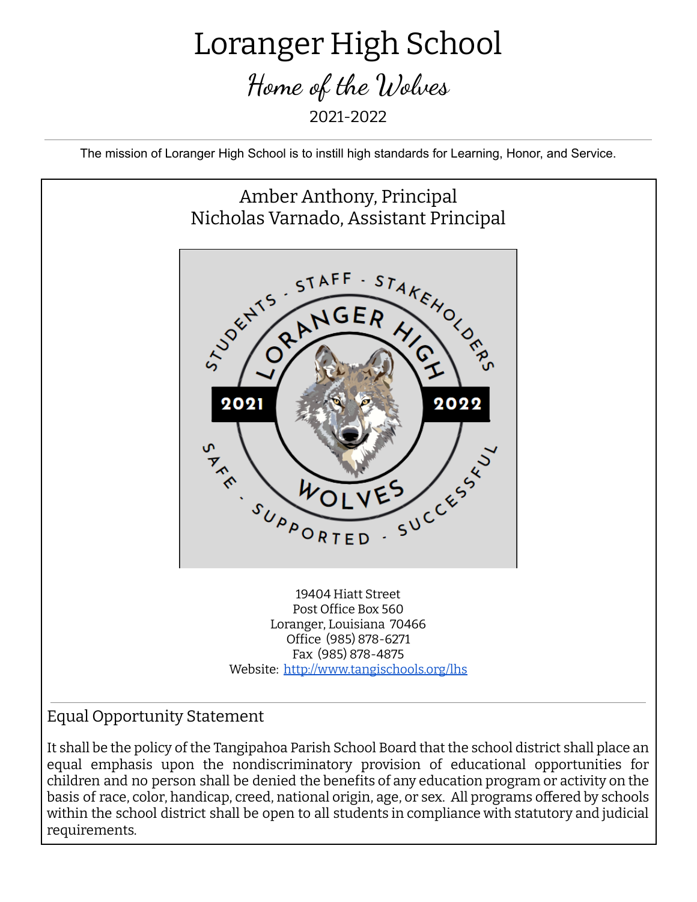# Loranger High School

## *Home of the Wolves*

2021-2022

The mission of Loranger High School is to instill high standards for Learning, Honor, and Service.

Amber Anthony, Principal
Nicholas Varnado, Assistant Principal

19404 Hiatt Street
Post Office Box 560
Loranger, Louisiana 70466
Office (985) 878-6271
Fax (985) 878-4875
Website: [http://www.tangischools.org/lhs](http://www.tangischools.org/lhs)

## Equal Opportunity Statement

It shall be the policy of the Tangipahoa Parish School Board that the school district shall place an equal emphasis upon the nondiscriminatory provision of educational opportunities for children and no person shall be denied the benefits of any education program or activity on the basis of race, color, handicap, creed, national origin, age, or sex. All programs offered by schools within the school district shall be open to all students in compliance with statutory and judicial requirements.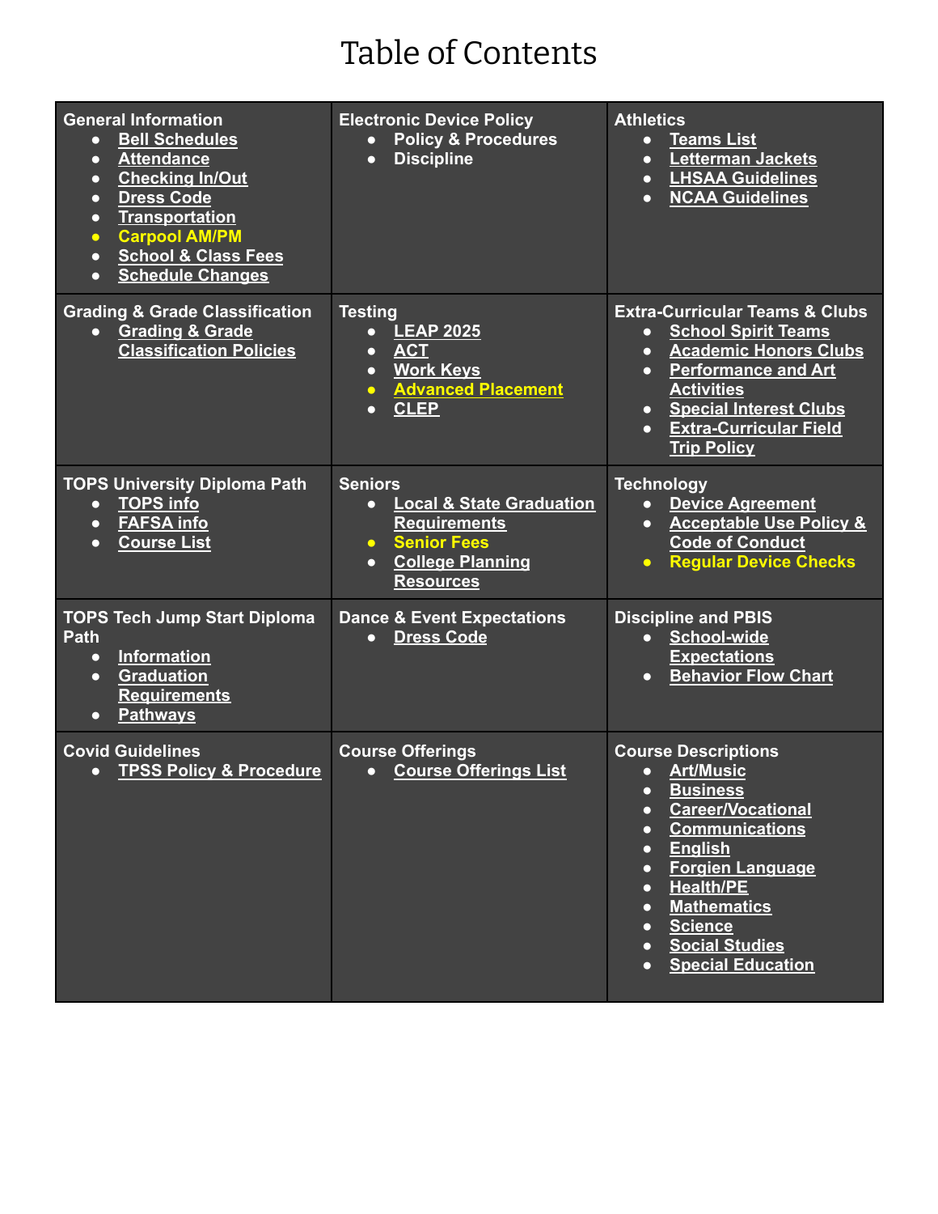# Table of Contents

| | | |
|---|---|---|
| **General Information**<br>• Bell Schedules<br>• Attendance<br>• Checking In/Out<br>• Dress Code<br>• Transportation<br>• Carpool AM/PM<br>• School & Class Fees<br>• Schedule Changes | **Electronic Device Policy**<br>• Policy & Procedures<br>• Discipline | **Athletics**<br>• Teams List<br>• Letterman Jackets<br>• LHSAA Guidelines<br>• NCAA Guidelines |
| **Grading & Grade Classification**<br>• Grading & Grade Classification Policies | **Testing**<br>• LEAP 2025<br>• ACT<br>• Work Keys<br>• Advanced Placement<br>• CLEP | **Extra-Curricular Teams & Clubs**<br>• School Spirit Teams<br>• Academic Honors Clubs<br>• Performance and Art Activities<br>• Special Interest Clubs<br>• Extra-Curricular Field Trip Policy |
| **TOPS University Diploma Path**<br>• TOPS info<br>• FAFSA info<br>• Course List | **Seniors**<br>• Local & State Graduation Requirements<br>• Senior Fees<br>• College Planning Resources | **Technology**<br>• Device Agreement<br>• Acceptable Use Policy & Code of Conduct<br>• Regular Device Checks |
| **TOPS Tech Jump Start Diploma Path**<br>• Information<br>• Graduation Requirements<br>• Pathways | **Dance & Event Expectations**<br>• Dress Code | **Discipline and PBIS**<br>• School-wide Expectations<br>• Behavior Flow Chart |
| **Covid Guidelines**<br>• TPSS Policy & Procedure | **Course Offerings**<br>• Course Offerings List | **Course Descriptions**<br>• Art/Music<br>• Business<br>• Career/Vocational<br>• Communications<br>• English<br>• Forgien Language<br>• Health/PE<br>• Mathematics<br>• Science<br>• Social Studies<br>• Special Education |